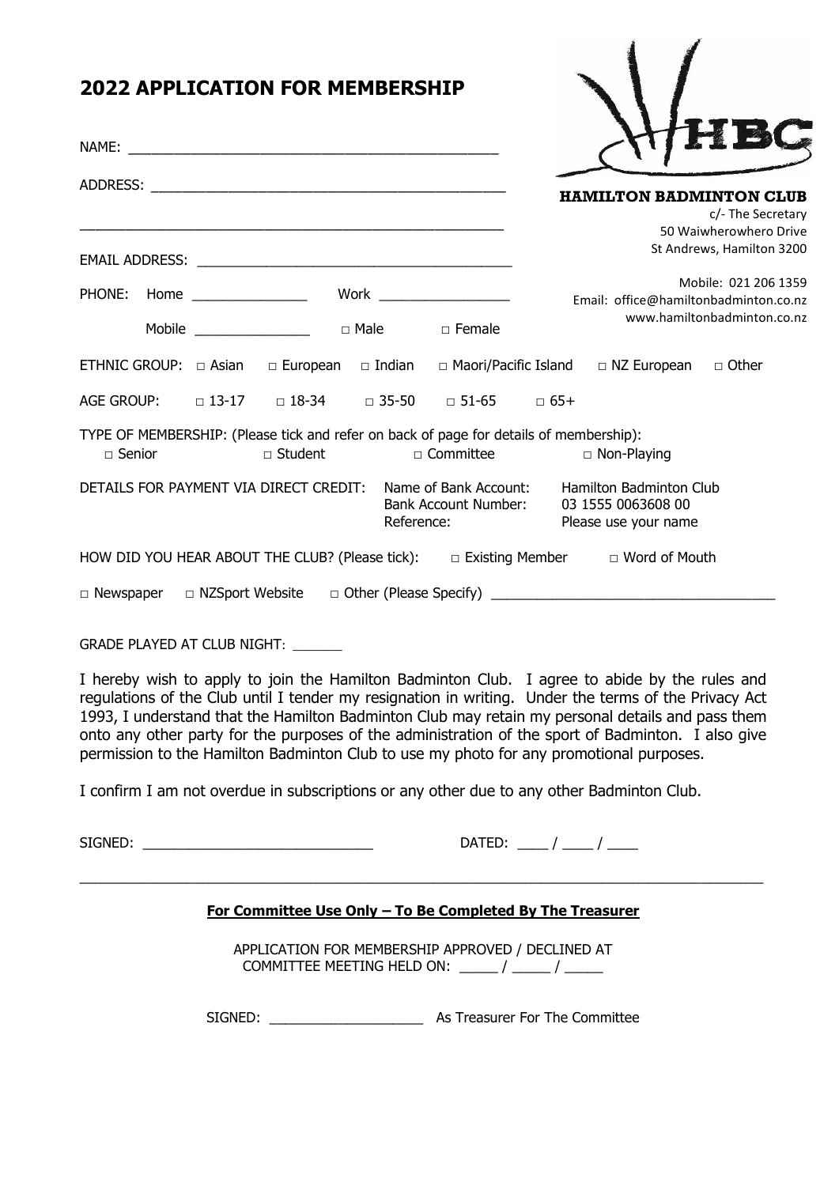# 2022 APPLICATION FOR MEMBERSHIP

**HAMILTON BADMINTON CLUB**
c/- The Secretary
50 Waiwherowhero Drive
St Andrews, Hamilton 3200

Mobile: 021 206 1359
Email: office@hamiltonbadminton.co.nz
www.hamiltonbadminton.co.nz

NAME: ______________________________________________

ADDRESS: ____________________________________________

____________________________________________________

EMAIL ADDRESS: ______________________________________

PHONE: Home _______________ Work _________________

Mobile _______________ □ Male □ Female

ETHNIC GROUP: □ Asian □ European □ Indian □ Maori/Pacific Island □ NZ European □ Other

AGE GROUP: □ 13-17 □ 18-34 □ 35-50 □ 51-65 □ 65+

TYPE OF MEMBERSHIP: (Please tick and refer on back of page for details of membership):
□ Senior □ Student □ Committee □ Non-Playing

DETAILS FOR PAYMENT VIA DIRECT CREDIT:

| | |
|---|---|
| Name of Bank Account: | Hamilton Badminton Club |
| Bank Account Number: | 03 1555 0063608 00 |
| Reference: | Please use your name |

HOW DID YOU HEAR ABOUT THE CLUB? (Please tick): □ Existing Member □ Word of Mouth

□ Newspaper □ NZSport Website □ Other (Please Specify) ____________________________________

GRADE PLAYED AT CLUB NIGHT: ______

I hereby wish to apply to join the Hamilton Badminton Club. I agree to abide by the rules and regulations of the Club until I tender my resignation in writing. Under the terms of the Privacy Act 1993, I understand that the Hamilton Badminton Club may retain my personal details and pass them onto any other party for the purposes of the administration of the sport of Badminton. I also give permission to the Hamilton Badminton Club to use my photo for any promotional purposes.

I confirm I am not overdue in subscriptions or any other due to any other Badminton Club.

SIGNED: _____________________________ DATED: ____ / ____ / ____

---

**For Committee Use Only – To Be Completed By The Treasurer**

APPLICATION FOR MEMBERSHIP APPROVED / DECLINED AT
COMMITTEE MEETING HELD ON: _____ / _____ / _____

SIGNED: ___________________ As Treasurer For The Committee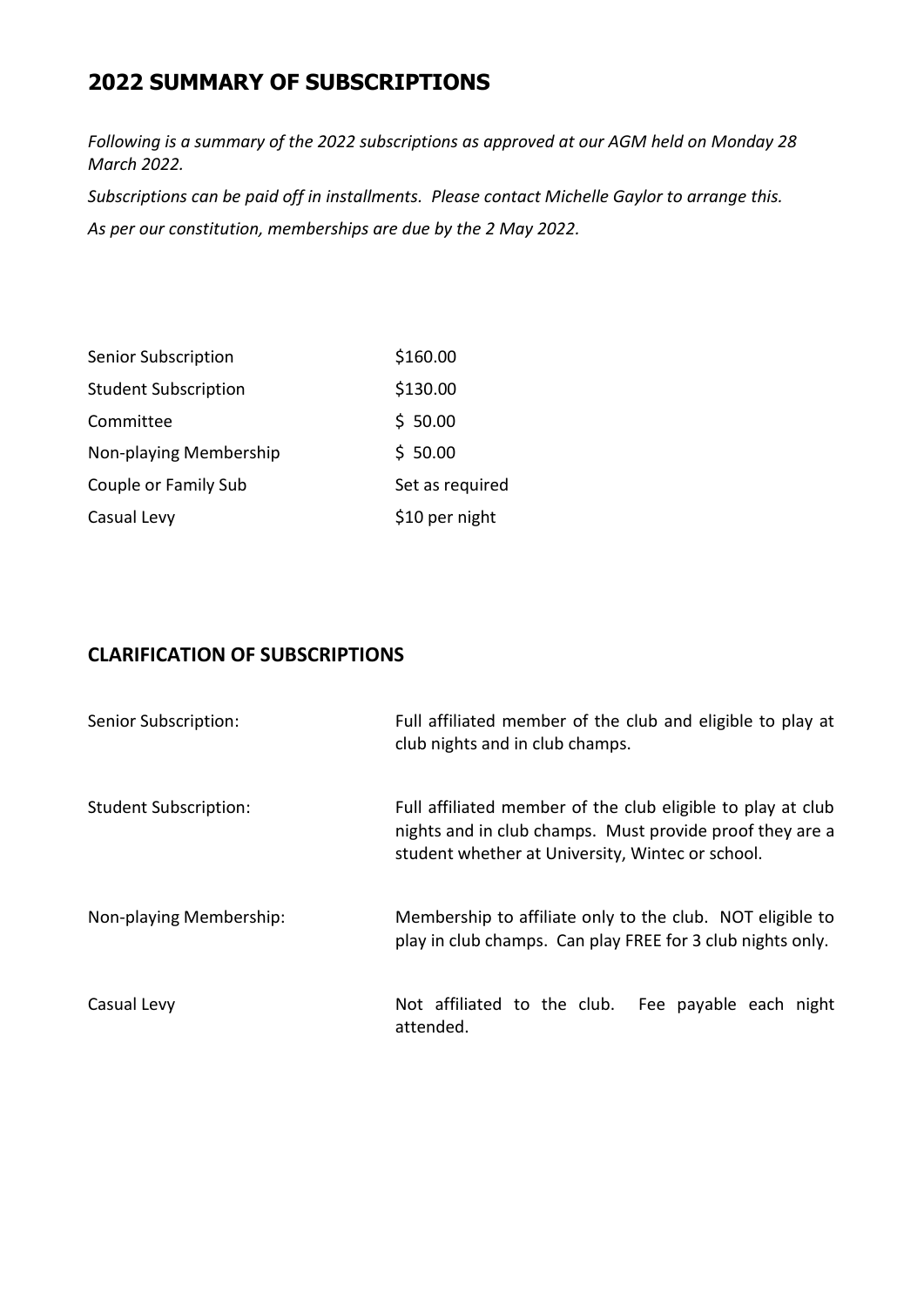## 2022 SUMMARY OF SUBSCRIPTIONS

*Following is a summary of the 2022 subscriptions as approved at our AGM held on Monday 28 March 2022.*

*Subscriptions can be paid off in installments. Please contact Michelle Gaylor to arrange this.*

*As per our constitution, memberships are due by the 2 May 2022.*

| | |
|---|---|
| Senior Subscription | $160.00 |
| Student Subscription | $130.00 |
| Committee | $ 50.00 |
| Non-playing Membership | $ 50.00 |
| Couple or Family Sub | Set as required |
| Casual Levy | $10 per night |

### CLARIFICATION OF SUBSCRIPTIONS

| | |
|---|---|
| Senior Subscription: | Full affiliated member of the club and eligible to play at club nights and in club champs. |
| Student Subscription: | Full affiliated member of the club eligible to play at club nights and in club champs. Must provide proof they are a student whether at University, Wintec or school. |
| Non-playing Membership: | Membership to affiliate only to the club. NOT eligible to play in club champs. Can play FREE for 3 club nights only. |
| Casual Levy | Not affiliated to the club. Fee payable each night attended. |